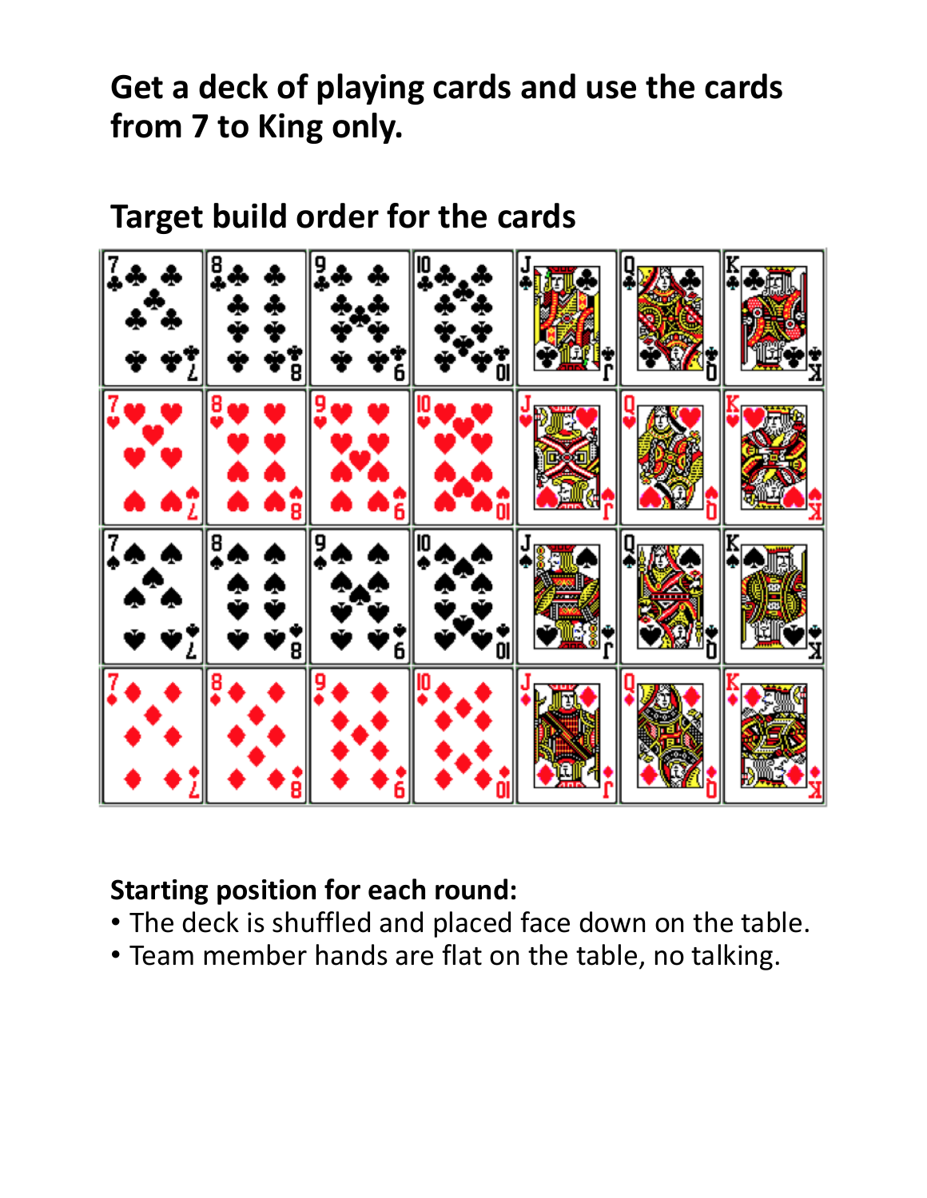# Get a deck of playing cards and use the cards from 7 to King only.

## Target build order for the cards

**Starting position for each round:**

- The deck is shuffled and placed face down on the table.
- Team member hands are flat on the table, no talking.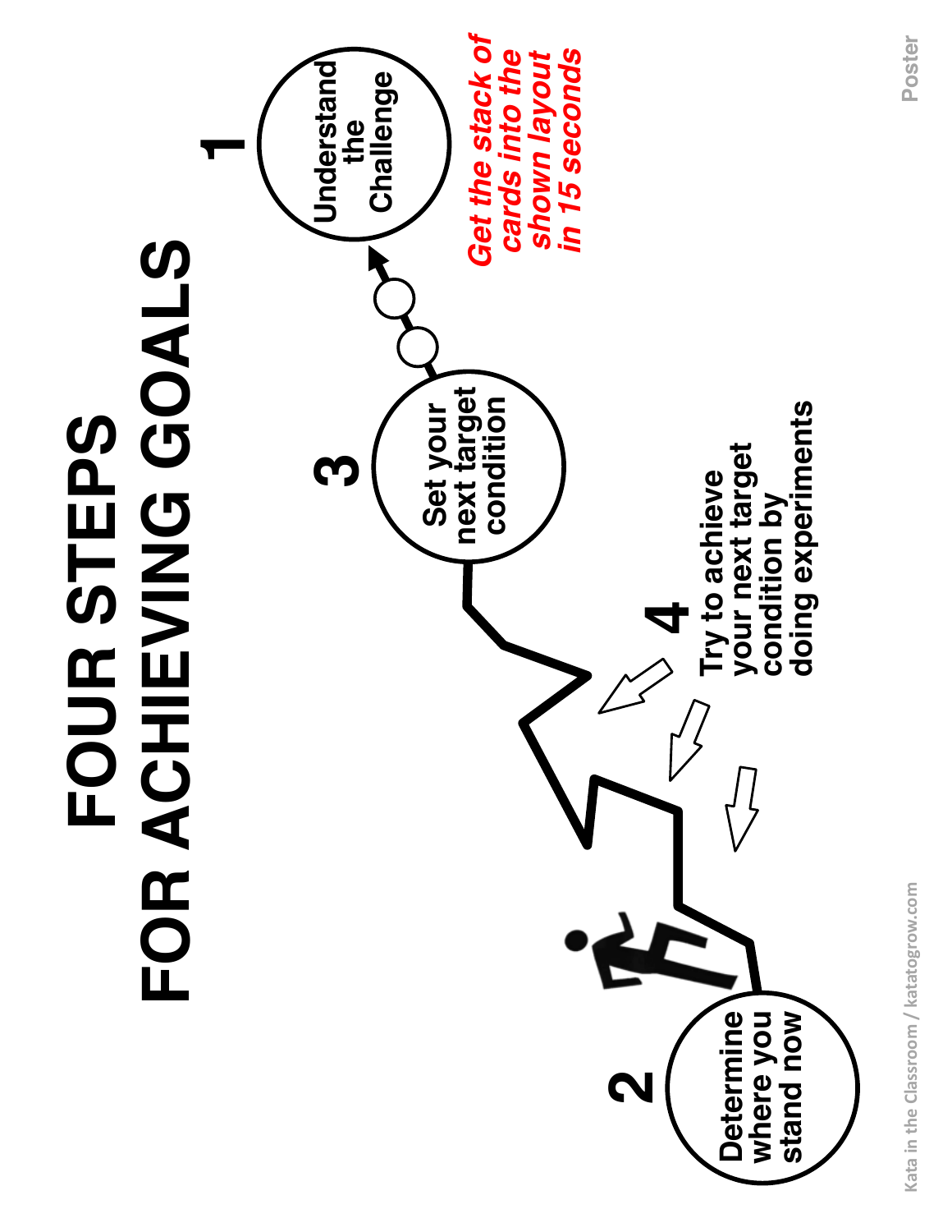# FOUR STEPS FOR ACHIEVING GOALS

**1** Understand the Challenge

***Get the stack of cards into the shown layout in 15 seconds***

**2** Determine where you stand now

**3** Set your next target condition

**4** Try to achieve your next target condition by doing experiments

Kata in the Classroom / katatogrow.com

Poster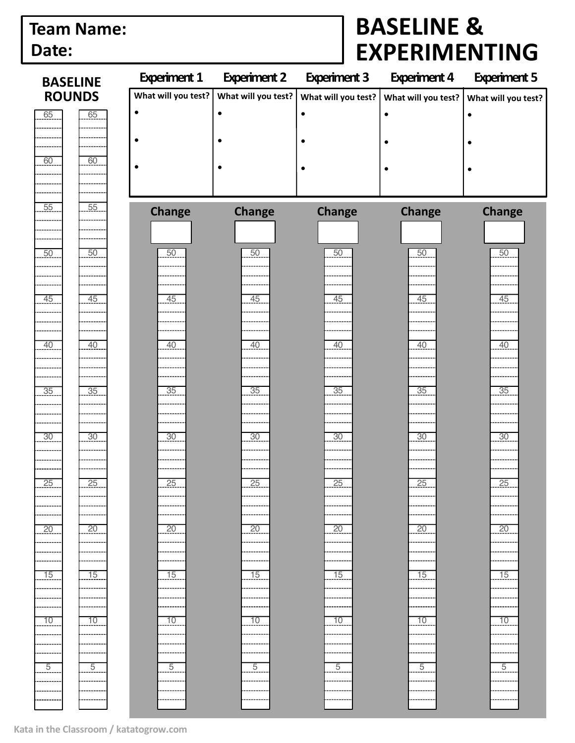**Team Name:**

**Date:**

# BASELINE & EXPERIMENTING

## BASELINE ROUNDS

| Baseline 1 | Baseline 2 |
|---|---|
| 65 | 65 |
| 60 | 60 |
| 55 | 55 |
| 50 | 50 |
| 45 | 45 |
| 40 | 40 |
| 35 | 35 |
| 30 | 30 |
| 25 | 25 |
| 20 | 20 |
| 15 | 15 |
| 10 | 10 |
| 5 | 5 |

| Experiment 1 | Experiment 2 | Experiment 3 | Experiment 4 | Experiment 5 |
|---|---|---|---|---|
| What will you test? | What will you test? | What will you test? | What will you test? | What will you test? |
| • | • | • | • | • |
| • | • | • | • | • |
| • | • | • | • | • |

| Change | Change | Change | Change | Change |
|---|---|---|---|---|
| | | | | |
| 50 | 50 | 50 | 50 | 50 |
| 45 | 45 | 45 | 45 | 45 |
| 40 | 40 | 40 | 40 | 40 |
| 35 | 35 | 35 | 35 | 35 |
| 30 | 30 | 30 | 30 | 30 |
| 25 | 25 | 25 | 25 | 25 |
| 20 | 20 | 20 | 20 | 20 |
| 15 | 15 | 15 | 15 | 15 |
| 10 | 10 | 10 | 10 | 10 |
| 5 | 5 | 5 | 5 | 5 |

Kata in the Classroom / katatogrow.com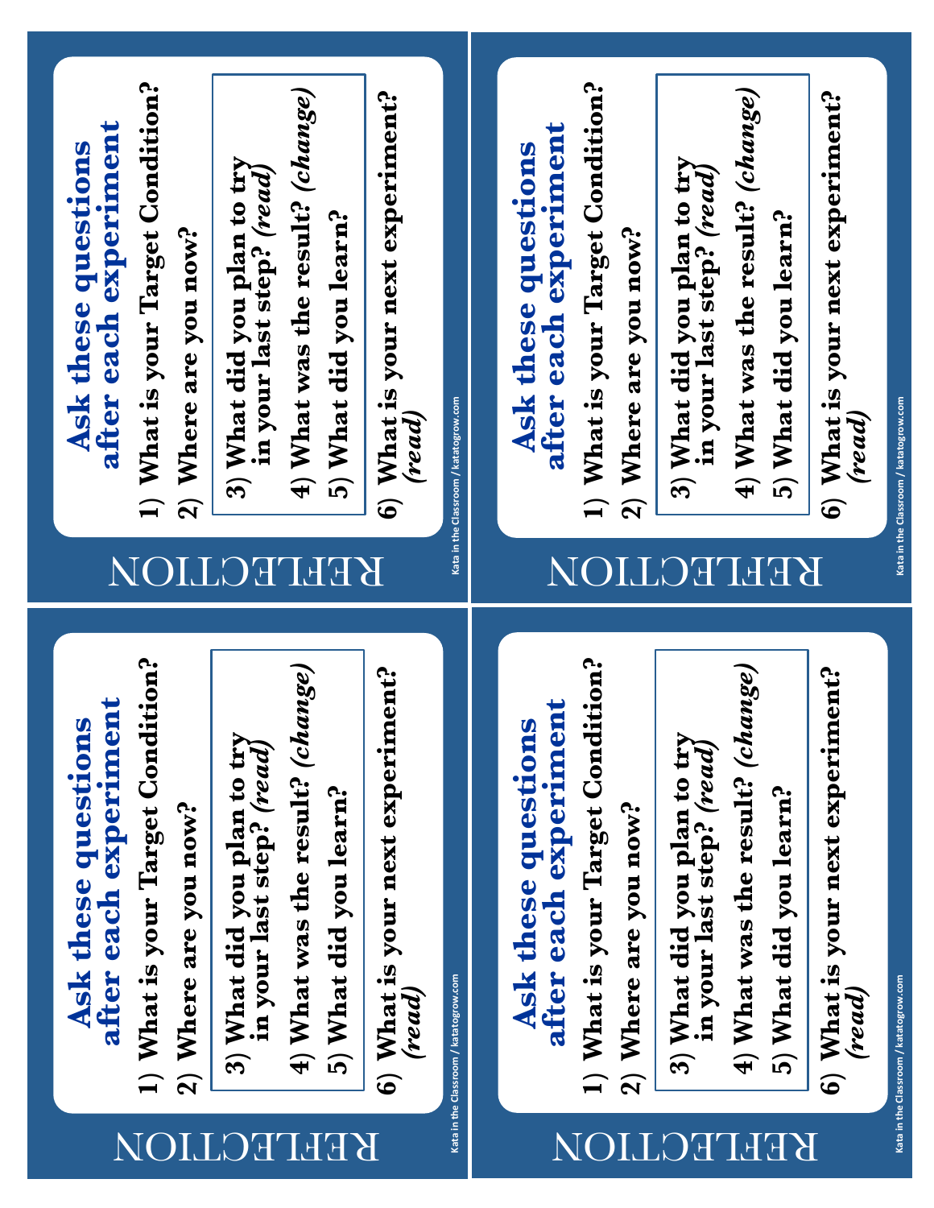## REFLECTION

### Ask these questions after each experiment

1) What is your Target Condition?
2) What are you now?
3) What did you plan to try in your last step? *(read)*
4) What was the result? *(change)*
5) What did you learn?
6) What is your next experiment? *(read)*

Kata in the Classroom / katatogrow.com

## REFLECTION

### Ask these questions after each experiment

1) What is your Target Condition?
2) Where are you now?
3) What did you plan to try in your last step? *(read)*
4) What was the result? *(change)*
5) What did you learn?
6) What is your next experiment? *(read)*

Kata in the Classroom / katatogrow.com

## REFLECTION

### Ask these questions after each experiment

1) What is your Target Condition?
2) Where are you now?
3) What did you plan to try in your last step? *(read)*
4) What was the result? *(change)*
5) What did you learn?
6) What is your next experiment? *(read)*

Kata in the Classroom / katatogrow.com

## REFLECTION

### Ask these questions after each experiment

1) What is your Target Condition?
2) Where are you now?
3) What did you plan to try in your last step? *(read)*
4) What was the result? *(change)*
5) What did you learn?
6) What is your next experiment? *(read)*

Kata in the Classroom / katatogrow.com